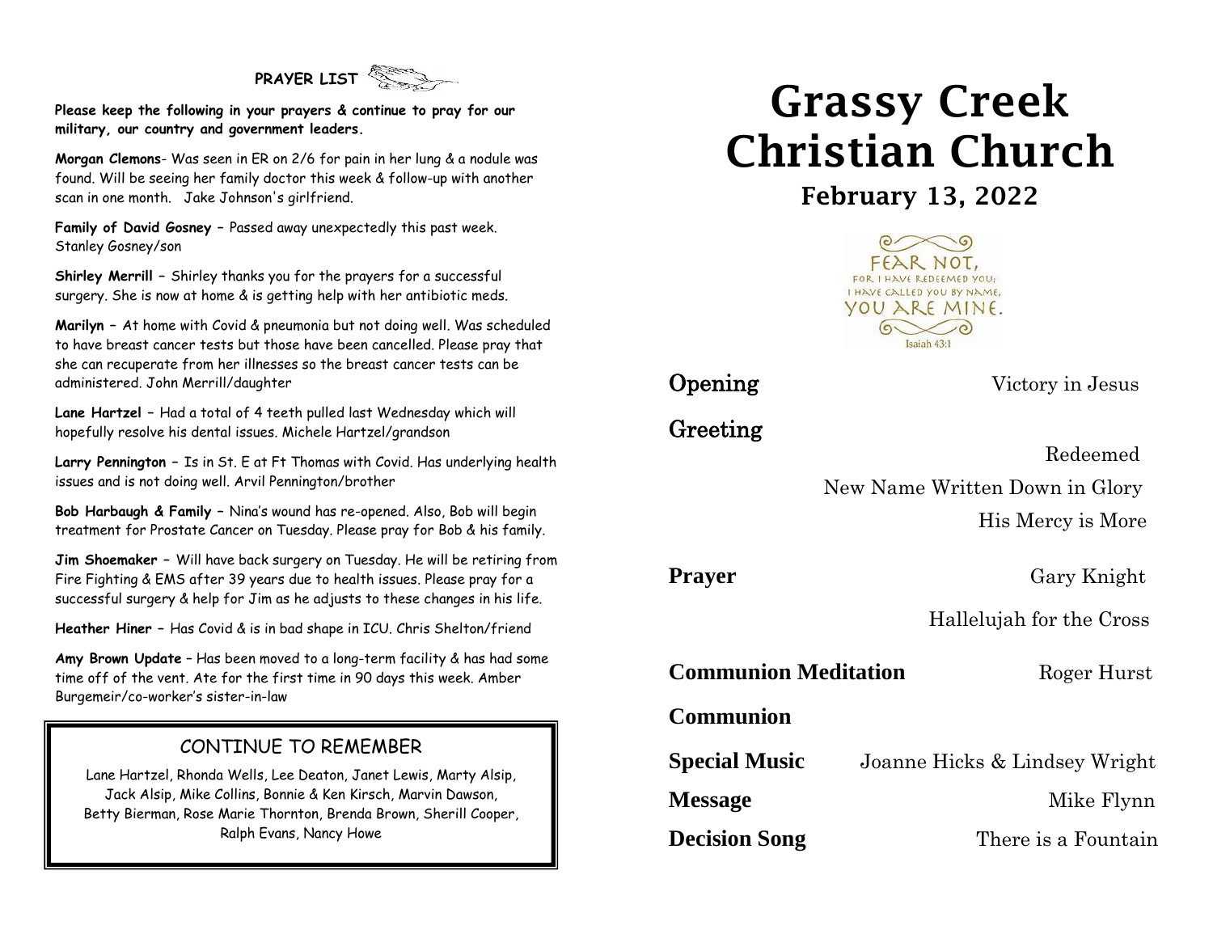## PRAYER LIST

**Please keep the following in your prayers & continue to pray for our military, our country and government leaders.**

**Morgan Clemons**- Was seen in ER on 2/6 for pain in her lung & a nodule was found. Will be seeing her family doctor this week & follow-up with another scan in one month. Jake Johnson's girlfriend.

**Family of David Gosney** – Passed away unexpectedly this past week. Stanley Gosney/son

**Shirley Merrill** – Shirley thanks you for the prayers for a successful surgery. She is now at home & is getting help with her antibiotic meds.

**Marilyn** – At home with Covid & pneumonia but not doing well. Was scheduled to have breast cancer tests but those have been cancelled. Please pray that she can recuperate from her illnesses so the breast cancer tests can be administered. John Merrill/daughter

**Lane Hartzel** – Had a total of 4 teeth pulled last Wednesday which will hopefully resolve his dental issues. Michele Hartzel/grandson

**Larry Pennington** – Is in St. E at Ft Thomas with Covid. Has underlying health issues and is not doing well. Arvil Pennington/brother

**Bob Harbaugh & Family** – Nina's wound has re-opened. Also, Bob will begin treatment for Prostate Cancer on Tuesday. Please pray for Bob & his family.

**Jim Shoemaker** – Will have back surgery on Tuesday. He will be retiring from Fire Fighting & EMS after 39 years due to health issues. Please pray for a successful surgery & help for Jim as he adjusts to these changes in his life.

**Heather Hiner** – Has Covid & is in bad shape in ICU. Chris Shelton/friend

**Amy Brown Update** – Has been moved to a long-term facility & has had some time off of the vent. Ate for the first time in 90 days this week. Amber Burgemeir/co-worker's sister-in-law

### CONTINUE TO REMEMBER

Lane Hartzel, Rhonda Wells, Lee Deaton, Janet Lewis, Marty Alsip, Jack Alsip, Mike Collins, Bonnie & Ken Kirsch, Marvin Dawson, Betty Bierman, Rose Marie Thornton, Brenda Brown, Sherill Cooper, Ralph Evans, Nancy Howe

# Grassy Creek Christian Church

## February 13, 2022

FEAR NOT, FOR I HAVE REDEEMED YOU; I HAVE CALLED YOU BY NAME, YOU ARE MINE.
Isaiah 43:1

**Opening** — Victory in Jesus

**Greeting**

Redeemed

New Name Written Down in Glory

His Mercy is More

**Prayer** — Gary Knight

Hallelujah for the Cross

**Communion Meditation** — Roger Hurst

**Communion**

**Special Music** — Joanne Hicks & Lindsey Wright

**Message** — Mike Flynn

**Decision Song** — There is a Fountain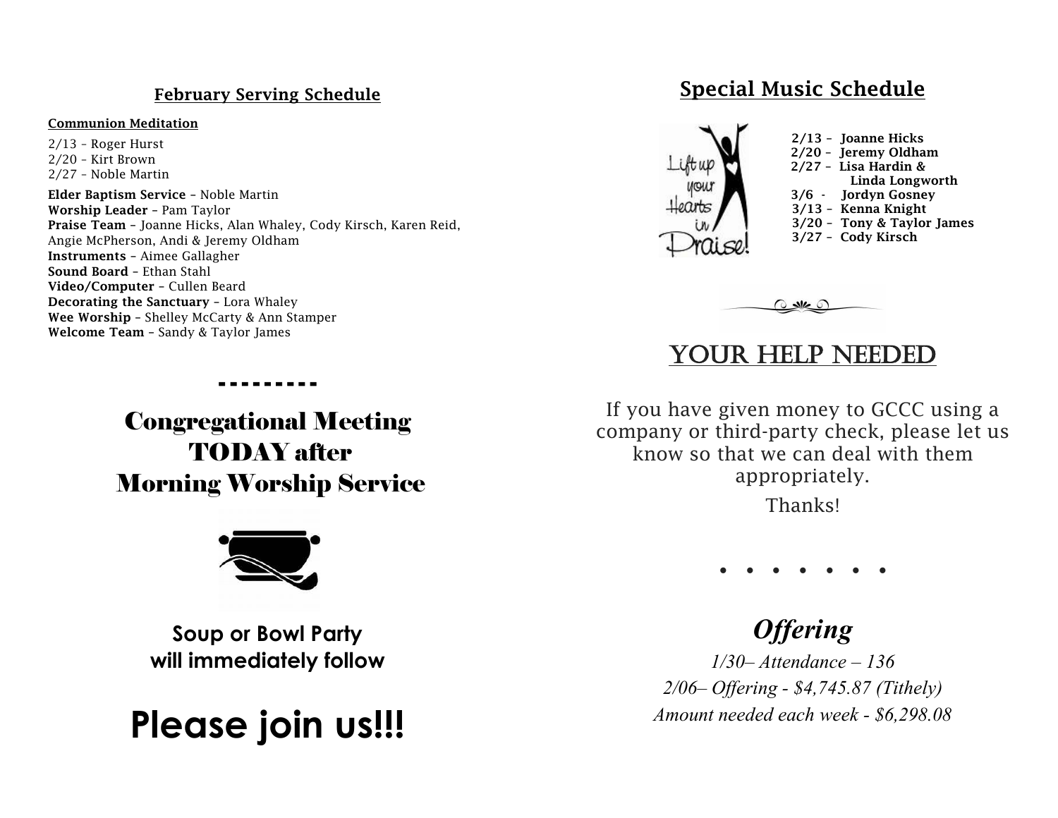## February Serving Schedule

**Communion Meditation**

2/13 – Roger Hurst
2/20 – Kirt Brown
2/27 – Noble Martin

**Elder Baptism Service** – Noble Martin
**Worship Leader** – Pam Taylor
**Praise Team** – Joanne Hicks, Alan Whaley, Cody Kirsch, Karen Reid, Angie McPherson, Andi & Jeremy Oldham
**Instruments** – Aimee Gallagher
**Sound Board** – Ethan Stahl
**Video/Computer** – Cullen Beard
**Decorating the Sanctuary** – Lora Whaley
**Wee Worship** – Shelley McCarty & Ann Stamper
**Welcome Team** – Sandy & Taylor James

---

# Congregational Meeting TODAY after Morning Worship Service

**Soup or Bowl Party will immediately follow**

# Please join us!!!

## Special Music Schedule

**2/13 – Joanne Hicks**
**2/20 – Jeremy Oldham**
**2/27 – Lisa Hardin & Linda Longworth**
**3/6 - Jordyn Gosney**
**3/13 – Kenna Knight**
**3/20 – Tony & Taylor James**
**3/27 – Cody Kirsch**

## YOUR HELP NEEDED

If you have given money to GCCC using a company or third-party check, please let us know so that we can deal with them appropriately.

Thanks!

## *Offering*

*1/30– Attendance – 136*
*2/06– Offering - $4,745.87 (Tithely)*
*Amount needed each week - $6,298.08*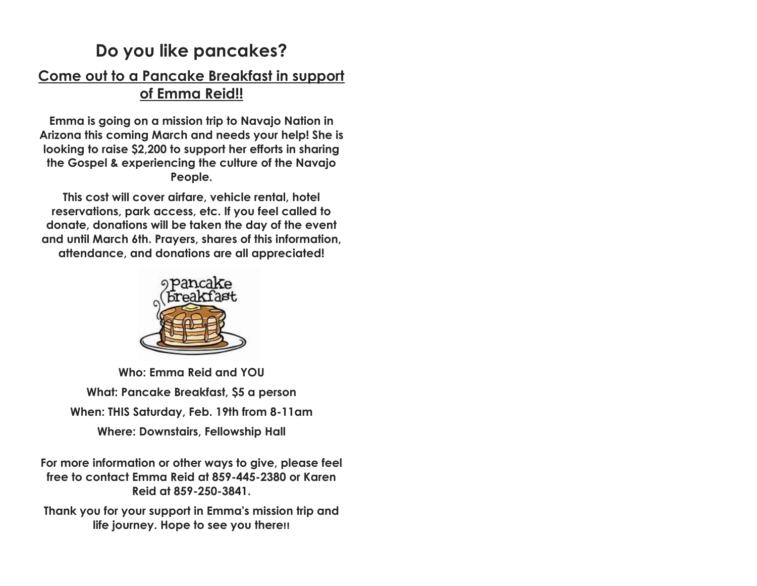# Do you like pancakes?

## Come out to a Pancake Breakfast in support of Emma Reid!!

**Emma is going on a mission trip to Navajo Nation in Arizona this coming March and needs your help! She is looking to raise $2,200 to support her efforts in sharing the Gospel & experiencing the culture of the Navajo People.**

**This cost will cover airfare, vehicle rental, hotel reservations, park access, etc. If you feel called to donate, donations will be taken the day of the event and until March 6th. Prayers, shares of this information, attendance, and donations are all appreciated!**

**Who: Emma Reid and YOU**

**What: Pancake Breakfast, $5 a person**

**When: THIS Saturday, Feb. 19th from 8-11am**

**Where: Downstairs, Fellowship Hall**

**For more information or other ways to give, please feel free to contact Emma Reid at 859-445-2380 or Karen Reid at 859-250-3841.**

**Thank you for your support in Emma's mission trip and life journey. Hope to see you there!!**